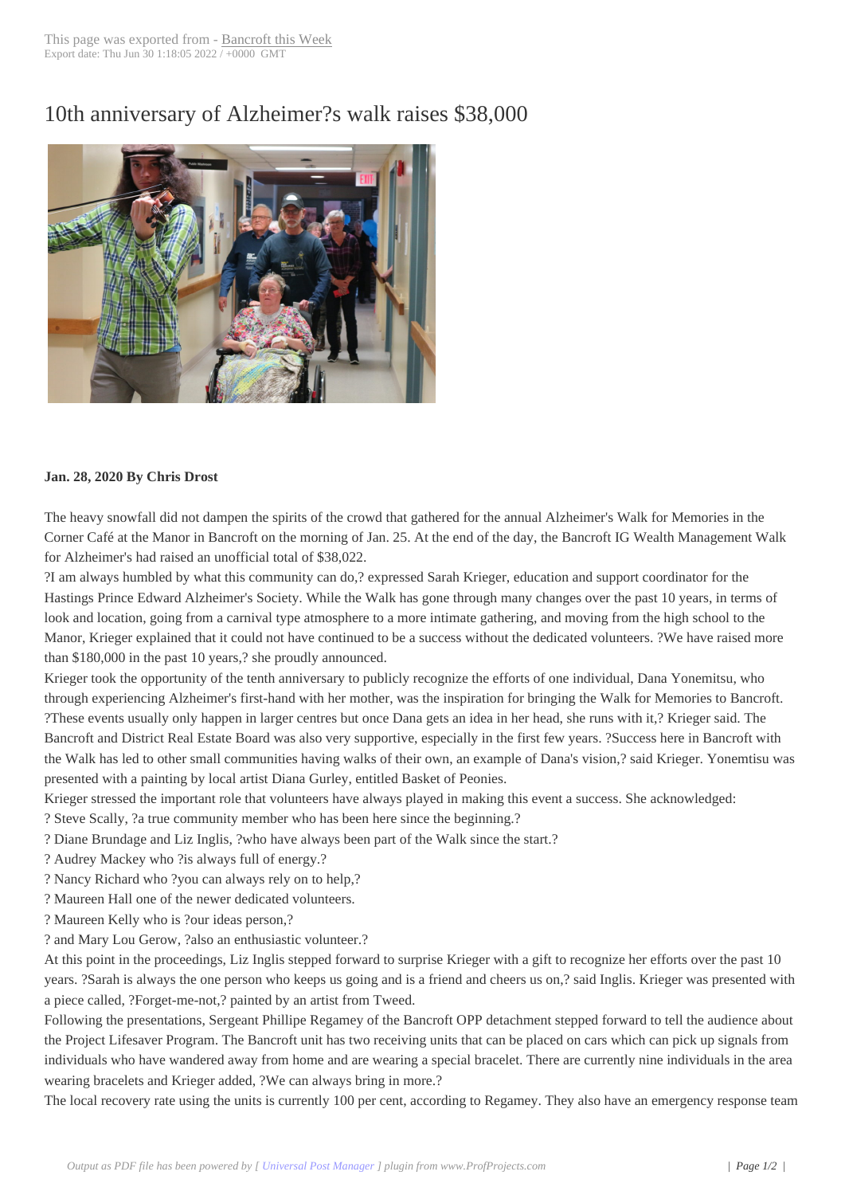# 10th anniversary of Alzheimer?s walk raises $38,000

**Jan. 28, 2020 By Chris Drost**

The heavy snowfall did not dampen the spirits of the crowd that gathered for the annual Alzheimer's Walk for Memories in the Corner Café at the Manor in Bancroft on the morning of Jan. 25. At the end of the day, the Bancroft IG Wealth Management Walk for Alzheimer's had raised an unofficial total of $38,022.

?I am always humbled by what this community can do,? expressed Sarah Krieger, education and support coordinator for the Hastings Prince Edward Alzheimer's Society. While the Walk has gone through many changes over the past 10 years, in terms of look and location, going from a carnival type atmosphere to a more intimate gathering, and moving from the high school to the Manor, Krieger explained that it could not have continued to be a success without the dedicated volunteers. ?We have raised more than $180,000 in the past 10 years,? she proudly announced.

Krieger took the opportunity of the tenth anniversary to publicly recognize the efforts of one individual, Dana Yonemitsu, who through experiencing Alzheimer's first-hand with her mother, was the inspiration for bringing the Walk for Memories to Bancroft. ?These events usually only happen in larger centres but once Dana gets an idea in her head, she runs with it,? Krieger said. The Bancroft and District Real Estate Board was also very supportive, especially in the first few years. ?Success here in Bancroft with the Walk has led to other small communities having walks of their own, an example of Dana's vision,? said Krieger. Yonemtisu was presented with a painting by local artist Diana Gurley, entitled Basket of Peonies.

Krieger stressed the important role that volunteers have always played in making this event a success. She acknowledged:

? Steve Scally, ?a true community member who has been here since the beginning.?

? Diane Brundage and Liz Inglis, ?who have always been part of the Walk since the start.?

? Audrey Mackey who ?is always full of energy.?

? Nancy Richard who ?you can always rely on to help,?

? Maureen Hall one of the newer dedicated volunteers.

? Maureen Kelly who is ?our ideas person,?

? and Mary Lou Gerow, ?also an enthusiastic volunteer.?

At this point in the proceedings, Liz Inglis stepped forward to surprise Krieger with a gift to recognize her efforts over the past 10 years. ?Sarah is always the one person who keeps us going and is a friend and cheers us on,? said Inglis. Krieger was presented with a piece called, ?Forget-me-not,? painted by an artist from Tweed.

Following the presentations, Sergeant Phillipe Regamey of the Bancroft OPP detachment stepped forward to tell the audience about the Project Lifesaver Program. The Bancroft unit has two receiving units that can be placed on cars which can pick up signals from individuals who have wandered away from home and are wearing a special bracelet. There are currently nine individuals in the area wearing bracelets and Krieger added, ?We can always bring in more.?

The local recovery rate using the units is currently 100 per cent, according to Regamey. They also have an emergency response team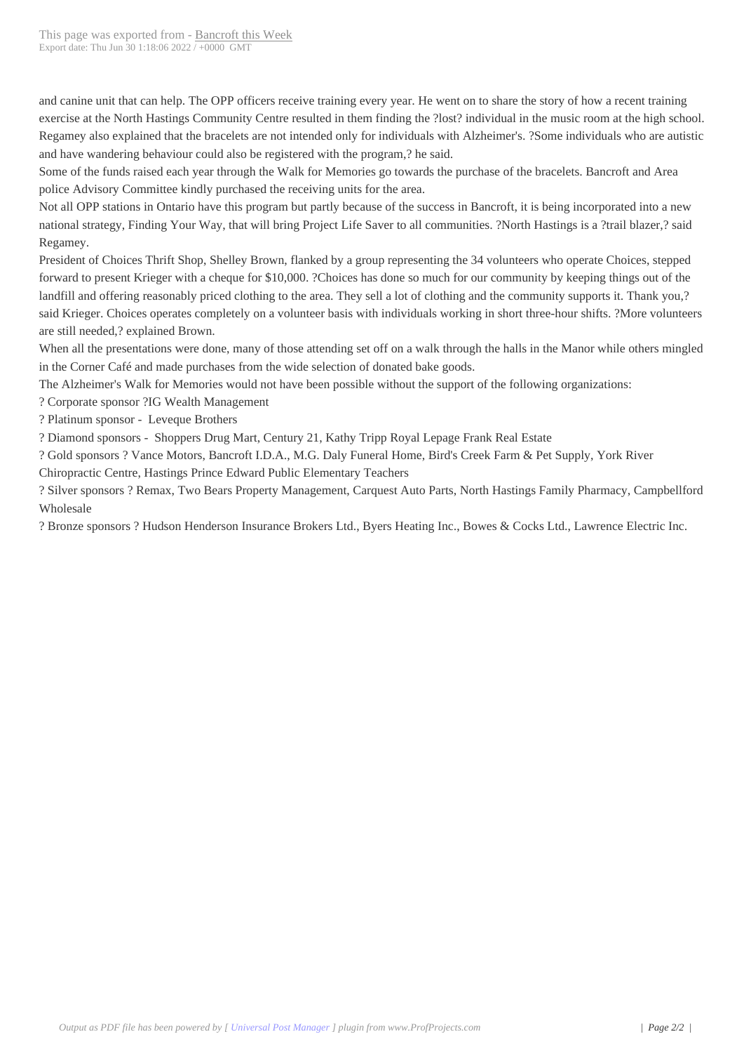and canine unit that can help. The OPP officers receive training every year. He went on to share the story of how a recent training exercise at the North Hastings Community Centre resulted in them finding the ?lost? individual in the music room at the high school. Regamey also explained that the bracelets are not intended only for individuals with Alzheimer's. ?Some individuals who are autistic and have wandering behaviour could also be registered with the program,? he said.

Some of the funds raised each year through the Walk for Memories go towards the purchase of the bracelets. Bancroft and Area police Advisory Committee kindly purchased the receiving units for the area.

Not all OPP stations in Ontario have this program but partly because of the success in Bancroft, it is being incorporated into a new national strategy, Finding Your Way, that will bring Project Life Saver to all communities. ?North Hastings is a ?trail blazer,? said Regamey.

President of Choices Thrift Shop, Shelley Brown, flanked by a group representing the 34 volunteers who operate Choices, stepped forward to present Krieger with a cheque for $10,000. ?Choices has done so much for our community by keeping things out of the landfill and offering reasonably priced clothing to the area. They sell a lot of clothing and the community supports it. Thank you,? said Krieger. Choices operates completely on a volunteer basis with individuals working in short three-hour shifts. ?More volunteers are still needed,? explained Brown.

When all the presentations were done, many of those attending set off on a walk through the halls in the Manor while others mingled in the Corner Café and made purchases from the wide selection of donated bake goods.

The Alzheimer's Walk for Memories would not have been possible without the support of the following organizations:

? Corporate sponsor ?IG Wealth Management

? Platinum sponsor - Leveque Brothers

? Diamond sponsors - Shoppers Drug Mart, Century 21, Kathy Tripp Royal Lepage Frank Real Estate

? Gold sponsors ? Vance Motors, Bancroft I.D.A., M.G. Daly Funeral Home, Bird's Creek Farm & Pet Supply, York River Chiropractic Centre, Hastings Prince Edward Public Elementary Teachers

? Silver sponsors ? Remax, Two Bears Property Management, Carquest Auto Parts, North Hastings Family Pharmacy, Campbellford Wholesale

? Bronze sponsors ? Hudson Henderson Insurance Brokers Ltd., Byers Heating Inc., Bowes & Cocks Ltd., Lawrence Electric Inc.